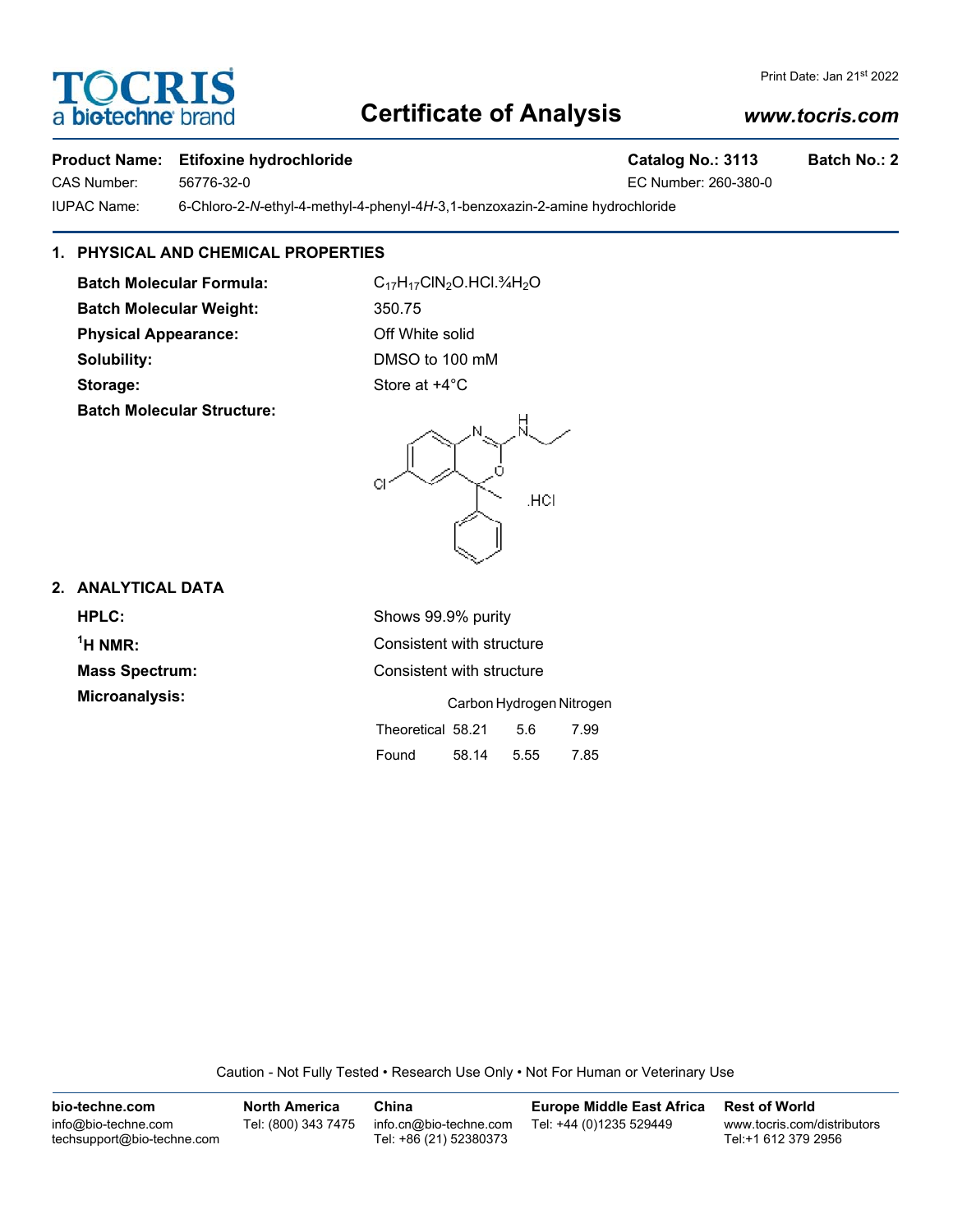Print Date: Jan 21st 2022

# TOCRIS
a bio-techne brand

# Certificate of Analysis

*www.tocris.com*

**Product Name:** **Etifoxine hydrochloride** **Catalog No.: 3113** **Batch No.: 2**

CAS Number: 56776-32-0 EC Number: 260-380-0

IUPAC Name: 6-Chloro-2-*N*-ethyl-4-methyl-4-phenyl-4*H*-3,1-benzoxazin-2-amine hydrochloride

## 1. PHYSICAL AND CHEMICAL PROPERTIES

**Batch Molecular Formula:** $C_{17}H_{17}ClN_2O.HCl.¾H_2O$

**Batch Molecular Weight:** 350.75

**Physical Appearance:** Off White solid

**Solubility:** DMSO to 100 mM

**Storage:** Store at +4°C

**Batch Molecular Structure:**

## 2. ANALYTICAL DATA

**HPLC:** Shows 99.9% purity

**$^1$H NMR:** Consistent with structure

**Mass Spectrum:** Consistent with structure

**Microanalysis:**

| | Carbon | Hydrogen | Nitrogen |
|---|---|---|---|
| Theoretical | 58.21 | 5.6 | 7.99 |
| Found | 58.14 | 5.55 | 7.85 |

Caution - Not Fully Tested • Research Use Only • Not For Human or Veterinary Use

**bio-techne.com**
info@bio-techne.com
techsupport@bio-techne.com

**North America**
Tel: (800) 343 7475

**China**
info.cn@bio-techne.com
Tel: +86 (21) 52380373

**Europe Middle East Africa**
Tel: +44 (0)1235 529449

**Rest of World**
www.tocris.com/distributors
Tel:+1 612 379 2956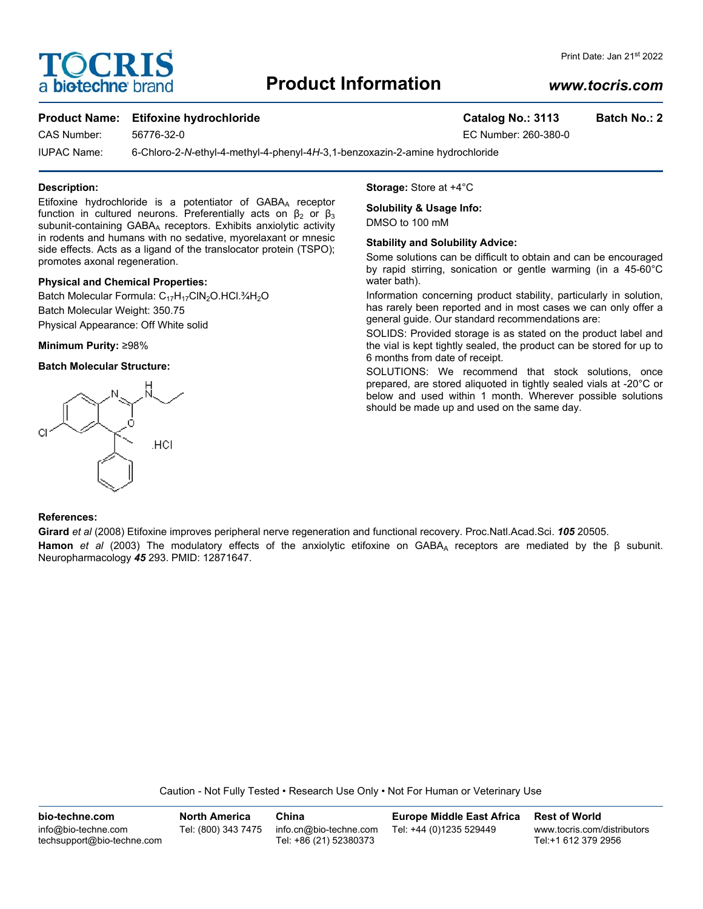# Product Information

**Product Name:** Etifoxine hydrochloride **Catalog No.:** 3113 **Batch No.:** 2

CAS Number: 56776-32-0 EC Number: 260-380-0

IUPAC Name: 6-Chloro-2-*N*-ethyl-4-methyl-4-phenyl-4*H*-3,1-benzoxazin-2-amine hydrochloride

**Description:**

Etifoxine hydrochloride is a potentiator of $GABA_A$ receptor function in cultured neurons. Preferentially acts on $\beta_2$ or $\beta_3$ subunit-containing $GABA_A$ receptors. Exhibits anxiolytic activity in rodents and humans with no sedative, myorelaxant or mnesic side effects. Acts as a ligand of the translocator protein (TSPO); promotes axonal regeneration.

**Physical and Chemical Properties:**

Batch Molecular Formula: $C_{17}H_{17}ClN_2O.HCl.¾H_2O$

Batch Molecular Weight: 350.75

Physical Appearance: Off White solid

**Minimum Purity:** ≥98%

**Batch Molecular Structure:**

.HCl

**Storage:** Store at +4°C

**Solubility & Usage Info:**

DMSO to 100 mM

**Stability and Solubility Advice:**

Some solutions can be difficult to obtain and can be encouraged by rapid stirring, sonication or gentle warming (in a 45-60°C water bath).

Information concerning product stability, particularly in solution, has rarely been reported and in most cases we can only offer a general guide. Our standard recommendations are:

SOLIDS: Provided storage is as stated on the product label and the vial is kept tightly sealed, the product can be stored for up to 6 months from date of receipt.

SOLUTIONS: We recommend that stock solutions, once prepared, are stored aliquoted in tightly sealed vials at -20°C or below and used within 1 month. Wherever possible solutions should be made up and used on the same day.

**References:**

**Girard** *et al* (2008) Etifoxine improves peripheral nerve regeneration and functional recovery. Proc.Natl.Acad.Sci. ***105*** 20505.

**Hamon** *et al* (2003) The modulatory effects of the anxiolytic etifoxine on $GABA_A$ receptors are mediated by the β subunit. Neuropharmacology ***45*** 293. PMID: 12871647.

Caution - Not Fully Tested • Research Use Only • Not For Human or Veterinary Use